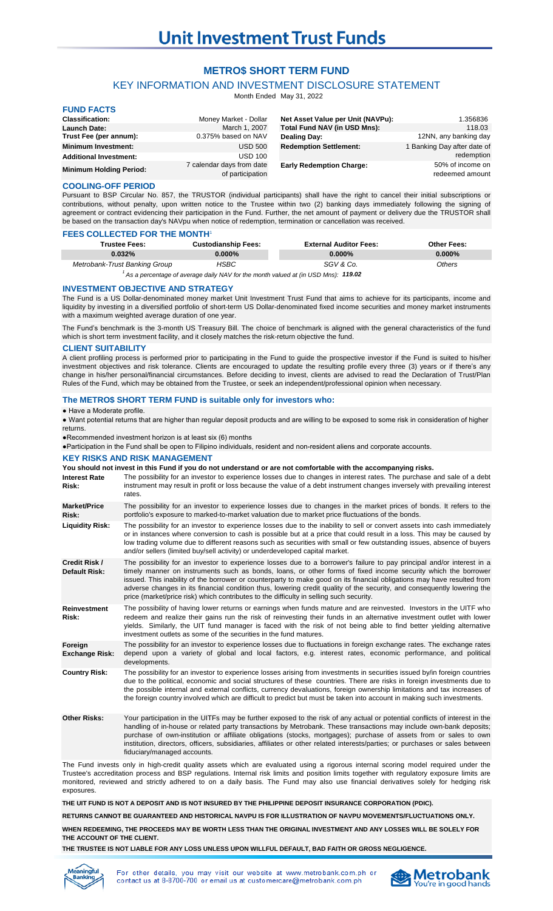# Unit Investment Trust Funds

## METRO$ SHORT TERM FUND

### KEY INFORMATION AND INVESTMENT DISCLOSURE STATEMENT

Month Ended May 31, 2022

### FUND FACTS

| | | | |
|---|---|---|---|
| **Classification:** | Money Market - Dollar | **Net Asset Value per Unit (NAVPu):** | 1.356836 |
| **Launch Date:** | March 1, 2007 | **Total Fund NAV (in USD Mns):** | 118.03 |
| **Trust Fee (per annum):** | 0.375% based on NAV | **Dealing Day:** | 12NN, any banking day |
| **Minimum Investment:** | USD 500 | **Redemption Settlement:** | 1 Banking Day after date of redemption |
| **Additional Investment:** | USD 100 | | |
| **Minimum Holding Period:** | 7 calendar days from date of participation | **Early Redemption Charge:** | 50% of income on redeemed amount |

### COOLING-OFF PERIOD

Pursuant to BSP Circular No. 857, the TRUSTOR (individual participants) shall have the right to cancel their initial subscriptions or contributions, without penalty, upon written notice to the Trustee within two (2) banking days immediately following the signing of agreement or contract evidencing their participation in the Fund. Further, the net amount of payment or delivery due the TRUSTOR shall be based on the transaction day's NAVpu when notice of redemption, termination or cancellation was received.

### FEES COLLECTED FOR THE MONTH[1]

| Trustee Fees: | Custodianship Fees: | External Auditor Fees: | Other Fees: |
|---|---|---|---|
| **0.032%** | **0.000%** | **0.000%** | **0.000%** |
| *Metrobank-Trust Banking Group* | *HSBC* | *SGV & Co.* | *Others* |

*[1] As a percentage of average daily NAV for the month valued at (in USD Mns):* ***119.02***

### INVESTMENT OBJECTIVE AND STRATEGY

The Fund is a US Dollar-denominated money market Unit Investment Trust Fund that aims to achieve for its participants, income and liquidity by investing in a diversified portfolio of short-term US Dollar-denominated fixed income securities and money market instruments with a maximum weighted average duration of one year.

The Fund's benchmark is the 3-month US Treasury Bill. The choice of benchmark is aligned with the general characteristics of the fund which is short term investment facility, and it closely matches the risk-return objective the fund.

### CLIENT SUITABILITY

A client profiling process is performed prior to participating in the Fund to guide the prospective investor if the Fund is suited to his/her investment objectives and risk tolerance. Clients are encouraged to update the resulting profile every three (3) years or if there's any change in his/her personal/financial circumstances. Before deciding to invest, clients are advised to read the Declaration of Trust/Plan Rules of the Fund, which may be obtained from the Trustee, or seek an independent/professional opinion when necessary.

### The METRO$ SHORT TERM FUND is suitable only for investors who:

- Have a Moderate profile.
- Want potential returns that are higher than regular deposit products and are willing to be exposed to some risk in consideration of higher returns.
- Recommended investment horizon is at least six (6) months
- Participation in the Fund shall be open to Filipino individuals, resident and non-resident aliens and corporate accounts.

### KEY RISKS AND RISK MANAGEMENT

**You should not invest in this Fund if you do not understand or are not comfortable with the accompanying risks.**

| | |
|---|---|
| **Interest Rate Risk:** | The possibility for an investor to experience losses due to changes in interest rates. The purchase and sale of a debt instrument may result in profit or loss because the value of a debt instrument changes inversely with prevailing interest rates. |
| **Market/Price Risk:** | The possibility for an investor to experience losses due to changes in the market prices of bonds. It refers to the portfolio's exposure to marked-to-market valuation due to market price fluctuations of the bonds. |
| **Liquidity Risk:** | The possibility for an investor to experience losses due to the inability to sell or convert assets into cash immediately or in instances where conversion to cash is possible but at a price that could result in a loss. This may be caused by low trading volume due to different reasons such as securities with small or few outstanding issues, absence of buyers and/or sellers (limited buy/sell activity) or underdeveloped capital market. |
| **Credit Risk / Default Risk:** | The possibility for an investor to experience losses due to a borrower's failure to pay principal and/or interest in a timely manner on instruments such as bonds, loans, or other forms of fixed income security which the borrower issued. This inability of the borrower or counterparty to make good on its financial obligations may have resulted from adverse changes in its financial condition thus, lowering credit quality of the security, and consequently lowering the price (market/price risk) which contributes to the difficulty in selling such security. |
| **Reinvestment Risk:** | The possibility of having lower returns or earnings when funds mature and are reinvested. Investors in the UITF who redeem and realize their gains run the risk of reinvesting their funds in an alternative investment outlet with lower yields. Similarly, the UIT fund manager is faced with the risk of not being able to find better yielding alternative investment outlets as some of the securities in the fund matures. |
| **Foreign Exchange Risk:** | The possibility for an investor to experience losses due to fluctuations in foreign exchange rates. The exchange rates depend upon a variety of global and local factors, e.g. interest rates, economic performance, and political developments. |
| **Country Risk:** | The possibility for an investor to experience losses arising from investments in securities issued by/in foreign countries due to the political, economic and social structures of these countries. There are risks in foreign investments due to the possible internal and external conflicts, currency devaluations, foreign ownership limitations and tax increases of the foreign country involved which are difficult to predict but must be taken into account in making such investments. |
| **Other Risks:** | Your participation in the UITFs may be further exposed to the risk of any actual or potential conflicts of interest in the handling of in-house or related party transactions by Metrobank. These transactions may include own-bank deposits; purchase of own-institution or affiliate obligations (stocks, mortgages); purchase of assets from or sales to own institution, directors, officers, subsidiaries, affiliates or other related interests/parties; or purchases or sales between fiduciary/managed accounts. |

The Fund invests only in high-credit quality assets which are evaluated using a rigorous internal scoring model required under the Trustee's accreditation process and BSP regulations. Internal risk limits and position limits together with regulatory exposure limits are monitored, reviewed and strictly adhered to on a daily basis. The Fund may also use financial derivatives solely for hedging risk exposures.

**THE UIT FUND IS NOT A DEPOSIT AND IS NOT INSURED BY THE PHILIPPINE DEPOSIT INSURANCE CORPORATION (PDIC).**

**RETURNS CANNOT BE GUARANTEED AND HISTORICAL NAVPU IS FOR ILLUSTRATION OF NAVPU MOVEMENTS/FLUCTUATIONS ONLY.**

**WHEN REDEEMING, THE PROCEEDS MAY BE WORTH LESS THAN THE ORIGINAL INVESTMENT AND ANY LOSSES WILL BE SOLELY FOR THE ACCOUNT OF THE CLIENT.**

**THE TRUSTEE IS NOT LIABLE FOR ANY LOSS UNLESS UPON WILLFUL DEFAULT, BAD FAITH OR GROSS NEGLIGENCE.**

For other details, you may visit our website at www.metrobank.com.ph or contact us at 8-8700-700 or email us at customercare@metrobank.com.ph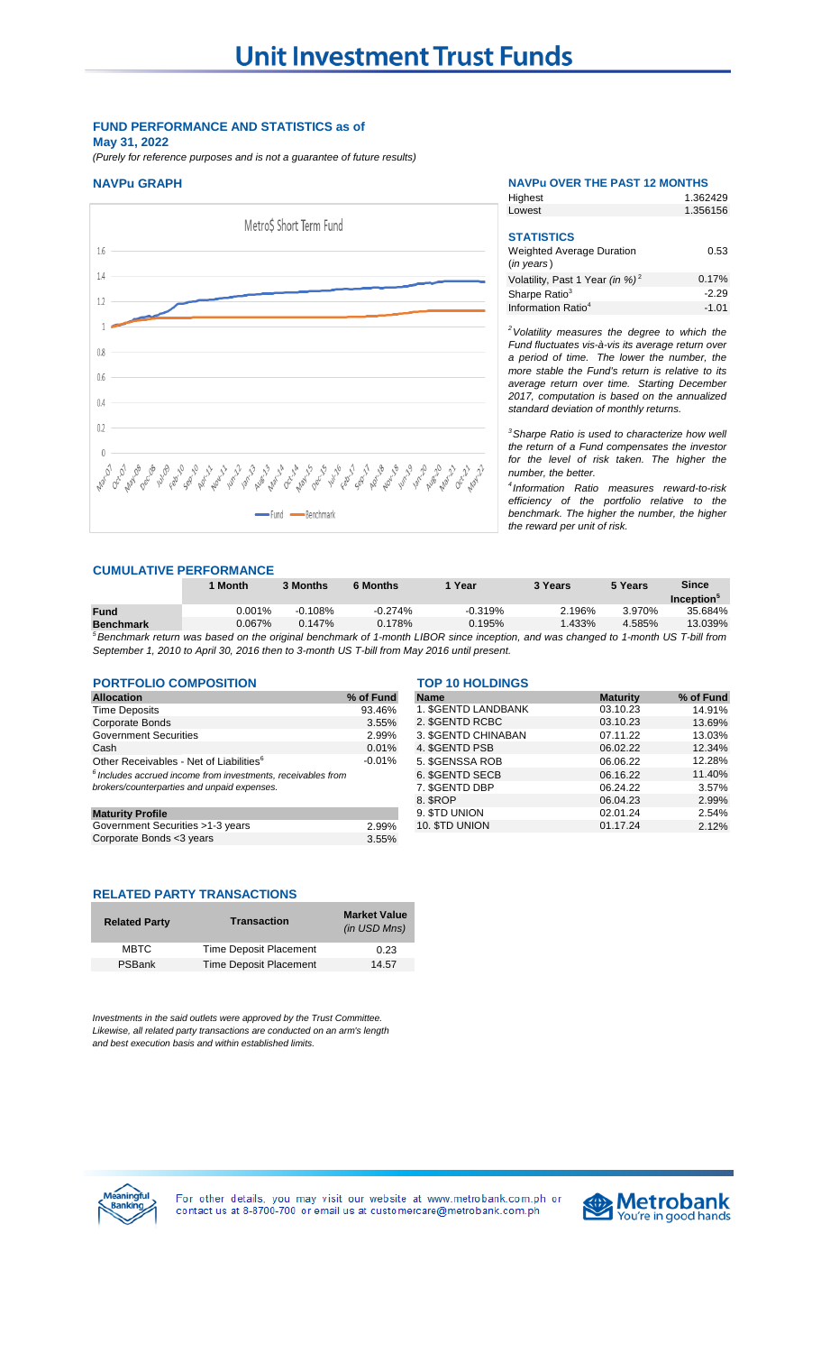# Unit Investment Trust Funds

## FUND PERFORMANCE AND STATISTICS as of

**May 31, 2022**

*(Purely for reference purposes and is not a guarantee of future results)*

### NAVPu GRAPH

### NAVPu OVER THE PAST 12 MONTHS

| | |
|---|---|
| Highest | 1.362429 |
| Lowest | 1.356156 |

### STATISTICS

| | |
|---|---|
| Weighted Average Duration (*in years*) | 0.53 |
| Volatility, Past 1 Year (*in %*)[2] | 0.17% |
| Sharpe Ratio[3] | -2.29 |
| Information Ratio[4] | -1.01 |

*[2]Volatility measures the degree to which the Fund fluctuates vis-à-vis its average return over a period of time. The lower the number, the more stable the Fund's return is relative to its average return over time. Starting December 2017, computation is based on the annualized standard deviation of monthly returns.*

*[3]Sharpe Ratio is used to characterize how well the return of a Fund compensates the investor for the level of risk taken. The higher the number, the better.*

*[4]Information Ratio measures reward-to-risk efficiency of the portfolio relative to the benchmark. The higher the number, the higher the reward per unit of risk.*

### CUMULATIVE PERFORMANCE

| | 1 Month | 3 Months | 6 Months | 1 Year | 3 Years | 5 Years | Since Inception[5] |
|---|---|---|---|---|---|---|---|
| **Fund** | 0.001% | -0.108% | -0.274% | -0.319% | 2.196% | 3.970% | 35.684% |
| **Benchmark** | 0.067% | 0.147% | 0.178% | 0.195% | 1.433% | 4.585% | 13.039% |

*[5]Benchmark return was based on the original benchmark of 1-month LIBOR since inception, and was changed to 1-month US T-bill from September 1, 2010 to April 30, 2016 then to 3-month US T-bill from May 2016 until present.*

### PORTFOLIO COMPOSITION

| Allocation | % of Fund |
|---|---|
| Time Deposits | 93.46% |
| Corporate Bonds | 3.55% |
| Government Securities | 2.99% |
| Cash | 0.01% |
| Other Receivables - Net of Liabilities[6] | -0.01% |

*[6]Includes accrued income from investments, receivables from brokers/counterparties and unpaid expenses.*

| Maturity Profile | |
|---|---|
| Government Securities >1-3 years | 2.99% |
| Corporate Bonds <3 years | 3.55% |

### TOP 10 HOLDINGS

| Name | Maturity | % of Fund |
|---|---|---|
| 1. $GENTD LANDBANK | 03.10.23 | 14.91% |
| 2. $GENTD RCBC | 03.10.23 | 13.69% |
| 3. $GENTD CHINABAN | 07.11.22 | 13.03% |
| 4. $GENTD PSB | 06.02.22 | 12.34% |
| 5. $GENSSA ROB | 06.06.22 | 12.28% |
| 6. $GENTD SECB | 06.16.22 | 11.40% |
| 7. $GENTD DBP | 06.24.22 | 3.57% |
| 8. $ROP | 06.04.23 | 2.99% |
| 9. $TD UNION | 02.01.24 | 2.54% |
| 10. $TD UNION | 01.17.24 | 2.12% |

### RELATED PARTY TRANSACTIONS

| Related Party | Transaction | Market Value (*in USD Mns*) |
|---|---|---|
| MBTC | Time Deposit Placement | 0.23 |
| PSBank | Time Deposit Placement | 14.57 |

*Investments in the said outlets were approved by the Trust Committee. Likewise, all related party transactions are conducted on an arm's length and best execution basis and within established limits.*

For other details, you may visit our website at www.metrobank.com.ph or contact us at 8-8700-700 or email us at customercare@metrobank.com.ph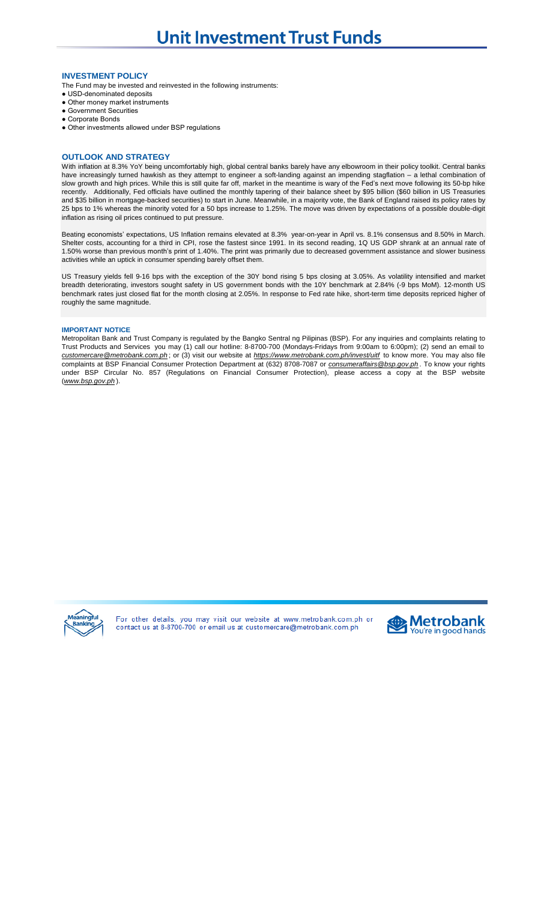# Unit Investment Trust Funds

## INVESTMENT POLICY

The Fund may be invested and reinvested in the following instruments:

- USD-denominated deposits
- Other money market instruments
- Government Securities
- Corporate Bonds
- Other investments allowed under BSP regulations

## OUTLOOK AND STRATEGY

With inflation at 8.3% YoY being uncomfortably high, global central banks barely have any elbowroom in their policy toolkit. Central banks have increasingly turned hawkish as they attempt to engineer a soft-landing against an impending stagflation – a lethal combination of slow growth and high prices. While this is still quite far off, market in the meantime is wary of the Fed's next move following its 50-bp hike recently. Additionally, Fed officials have outlined the monthly tapering of their balance sheet by $95 billion ($60 billion in US Treasuries and $35 billion in mortgage-backed securities) to start in June. Meanwhile, in a majority vote, the Bank of England raised its policy rates by 25 bps to 1% whereas the minority voted for a 50 bps increase to 1.25%. The move was driven by expectations of a possible double-digit inflation as rising oil prices continued to put pressure.

Beating economists' expectations, US Inflation remains elevated at 8.3% year-on-year in April vs. 8.1% consensus and 8.50% in March. Shelter costs, accounting for a third in CPI, rose the fastest since 1991. In its second reading, 1Q US GDP shrank at an annual rate of 1.50% worse than previous month's print of 1.40%. The print was primarily due to decreased government assistance and slower business activities while an uptick in consumer spending barely offset them.

US Treasury yields fell 9-16 bps with the exception of the 30Y bond rising 5 bps closing at 3.05%. As volatility intensified and market breadth deteriorating, investors sought safety in US government bonds with the 10Y benchmark at 2.84% (-9 bps MoM). 12-month US benchmark rates just closed flat for the month closing at 2.05%. In response to Fed rate hike, short-term time deposits repriced higher of roughly the same magnitude.

### IMPORTANT NOTICE

Metropolitan Bank and Trust Company is regulated by the Bangko Sentral ng Pilipinas (BSP). For any inquiries and complaints relating to Trust Products and Services you may (1) call our hotline: 8-8700-700 (Mondays-Fridays from 9:00am to 6:00pm); (2) send an email to *customercare@metrobank.com.ph*; or (3) visit our website at *https://www.metrobank.com.ph/invest/uitf* to know more. You may also file complaints at BSP Financial Consumer Protection Department at (632) 8708-7087 or *consumeraffairs@bsp.gov.ph*. To know your rights under BSP Circular No. 857 (Regulations on Financial Consumer Protection), please access a copy at the BSP website (*www.bsp.gov.ph*).

For other details, you may visit our website at www.metrobank.com.ph or contact us at 8-8700-700 or email us at customercare@metrobank.com.ph